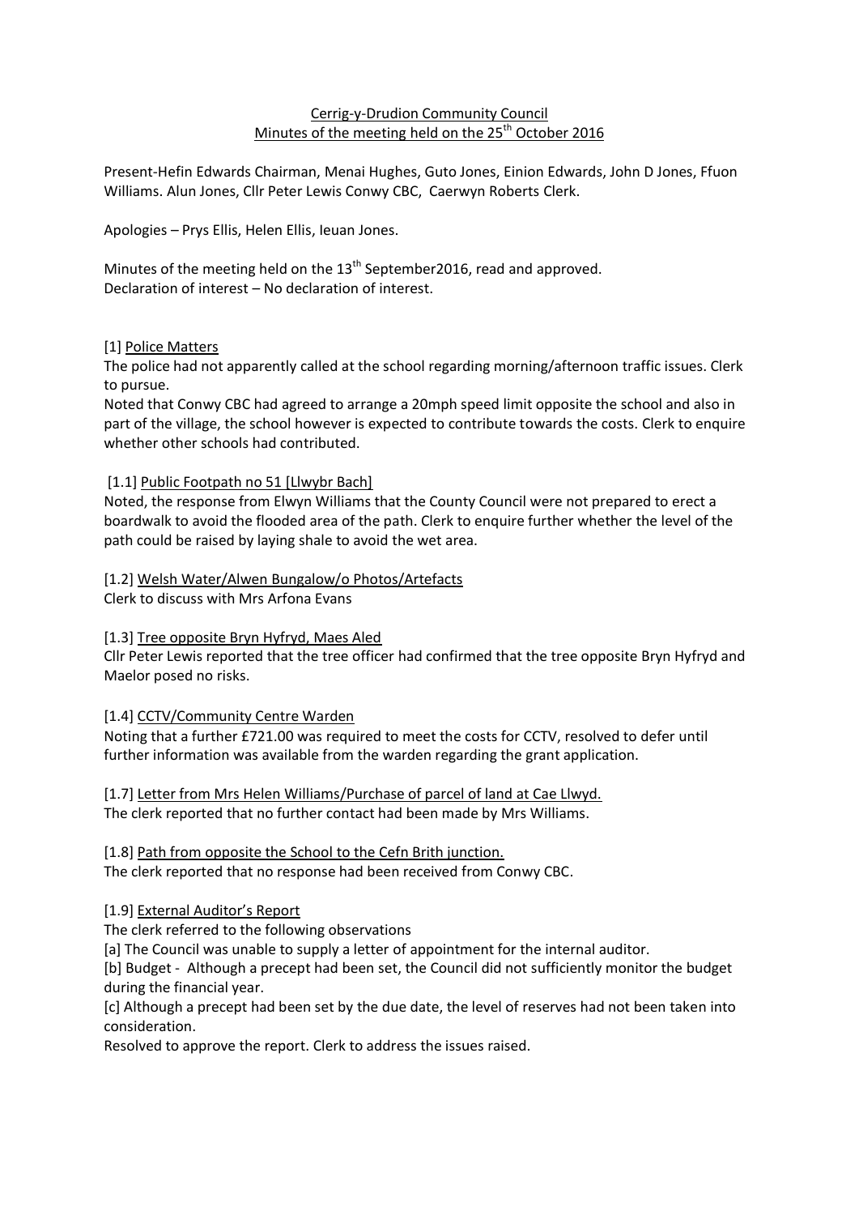# Cerrig-y-Drudion Community Council
## Minutes of the meeting held on the 25th October 2016

Present-Hefin Edwards Chairman, Menai Hughes, Guto Jones, Einion Edwards, John D Jones, Ffuon Williams. Alun Jones, Cllr Peter Lewis Conwy CBC, Caerwyn Roberts Clerk.

Apologies – Prys Ellis, Helen Ellis, Ieuan Jones.

Minutes of the meeting held on the 13th September2016, read and approved.
Declaration of interest – No declaration of interest.

### [1] Police Matters

The police had not apparently called at the school regarding morning/afternoon traffic issues. Clerk to pursue.
Noted that Conwy CBC had agreed to arrange a 20mph speed limit opposite the school and also in part of the village, the school however is expected to contribute towards the costs. Clerk to enquire whether other schools had contributed.

### [1.1] Public Footpath no 51 [Llwybr Bach]

Noted, the response from Elwyn Williams that the County Council were not prepared to erect a boardwalk to avoid the flooded area of the path. Clerk to enquire further whether the level of the path could be raised by laying shale to avoid the wet area.

### [1.2] Welsh Water/Alwen Bungalow/o Photos/Artefacts

Clerk to discuss with Mrs Arfona Evans

### [1.3] Tree opposite Bryn Hyfryd, Maes Aled

Cllr Peter Lewis reported that the tree officer had confirmed that the tree opposite Bryn Hyfryd and Maelor posed no risks.

### [1.4] CCTV/Community Centre Warden

Noting that a further £721.00 was required to meet the costs for CCTV, resolved to defer until further information was available from the warden regarding the grant application.

### [1.7] Letter from Mrs Helen Williams/Purchase of parcel of land at Cae Llwyd.

The clerk reported that no further contact had been made by Mrs Williams.

### [1.8] Path from opposite the School to the Cefn Brith junction.

The clerk reported that no response had been received from Conwy CBC.

### [1.9] External Auditor's Report

The clerk referred to the following observations

[a] The Council was unable to supply a letter of appointment for the internal auditor.

[b] Budget - Although a precept had been set, the Council did not sufficiently monitor the budget during the financial year.

[c] Although a precept had been set by the due date, the level of reserves had not been taken into consideration.

Resolved to approve the report. Clerk to address the issues raised.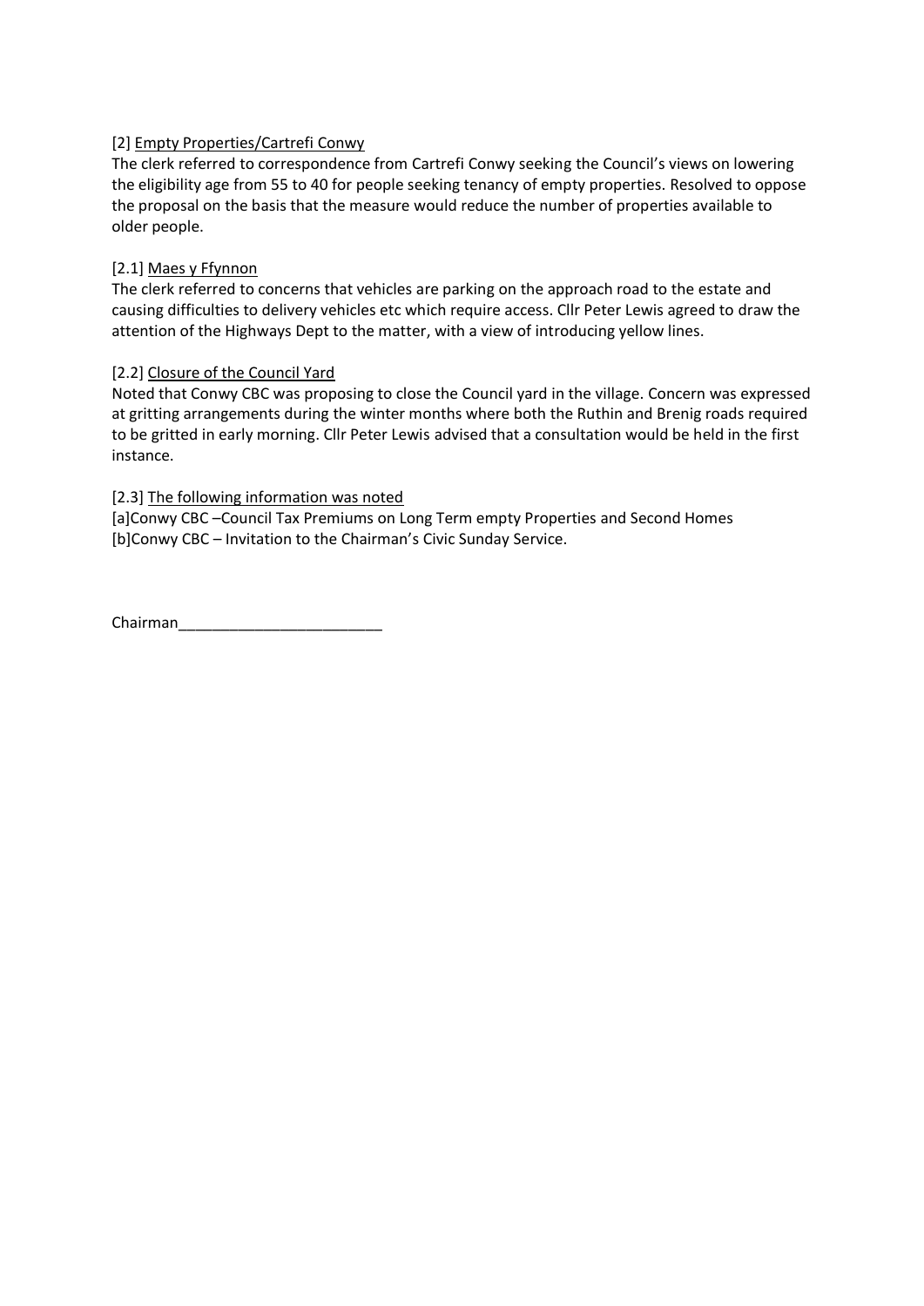[2] <u>Empty Properties/Cartrefi Conwy</u>
The clerk referred to correspondence from Cartrefi Conwy seeking the Council's views on lowering the eligibility age from 55 to 40 for people seeking tenancy of empty properties. Resolved to oppose the proposal on the basis that the measure would reduce the number of properties available to older people.

[2.1] <u>Maes y Ffynnon</u>
The clerk referred to concerns that vehicles are parking on the approach road to the estate and causing difficulties to delivery vehicles etc which require access. Cllr Peter Lewis agreed to draw the attention of the Highways Dept to the matter, with a view of introducing yellow lines.

[2.2] <u>Closure of the Council Yard</u>
Noted that Conwy CBC was proposing to close the Council yard in the village. Concern was expressed at gritting arrangements during the winter months where both the Ruthin and Brenig roads required to be gritted in early morning. Cllr Peter Lewis advised that a consultation would be held in the first instance.

[2.3] <u>The following information was noted</u>
[a]Conwy CBC –Council Tax Premiums on Long Term empty Properties and Second Homes
[b]Conwy CBC – Invitation to the Chairman's Civic Sunday Service.

Chairman________________________